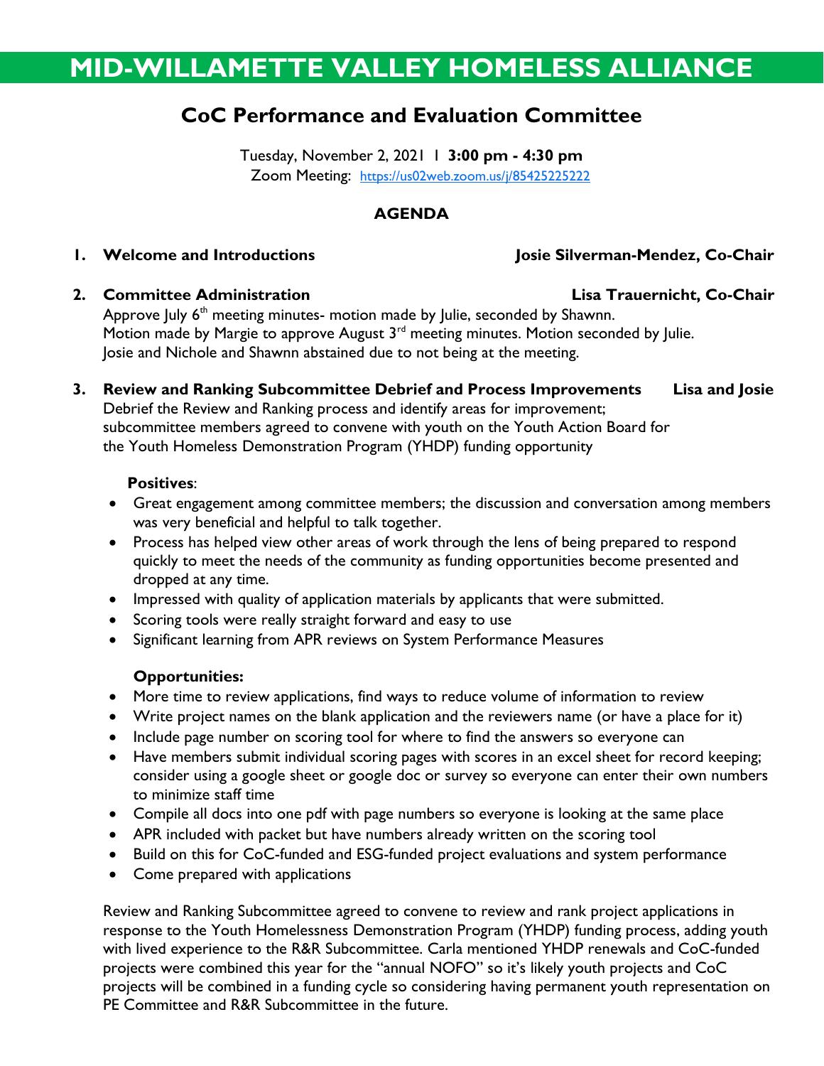# MID-WILLAMETTE VALLEY HOMELESS ALLIANCE

## CoC Performance and Evaluation Committee

Tuesday, November 2, 2021 I **3:00 pm - 4:30 pm**
Zoom Meeting: https://us02web.zoom.us/j/85425225222

### AGENDA

**1. Welcome and Introductions** — **Josie Silverman-Mendez, Co-Chair**

**2. Committee Administration** — **Lisa Trauernicht, Co-Chair**

Approve July 6th meeting minutes- motion made by Julie, seconded by Shawnn.
Motion made by Margie to approve August 3rd meeting minutes. Motion seconded by Julie.
Josie and Nichole and Shawnn abstained due to not being at the meeting.

**3. Review and Ranking Subcommittee Debrief and Process Improvements** — **Lisa and Josie**

Debrief the Review and Ranking process and identify areas for improvement; subcommittee members agreed to convene with youth on the Youth Action Board for the Youth Homeless Demonstration Program (YHDP) funding opportunity

**Positives**:

- Great engagement among committee members; the discussion and conversation among members was very beneficial and helpful to talk together.
- Process has helped view other areas of work through the lens of being prepared to respond quickly to meet the needs of the community as funding opportunities become presented and dropped at any time.
- Impressed with quality of application materials by applicants that were submitted.
- Scoring tools were really straight forward and easy to use
- Significant learning from APR reviews on System Performance Measures

**Opportunities:**

- More time to review applications, find ways to reduce volume of information to review
- Write project names on the blank application and the reviewers name (or have a place for it)
- Include page number on scoring tool for where to find the answers so everyone can
- Have members submit individual scoring pages with scores in an excel sheet for record keeping; consider using a google sheet or google doc or survey so everyone can enter their own numbers to minimize staff time
- Compile all docs into one pdf with page numbers so everyone is looking at the same place
- APR included with packet but have numbers already written on the scoring tool
- Build on this for CoC-funded and ESG-funded project evaluations and system performance
- Come prepared with applications

Review and Ranking Subcommittee agreed to convene to review and rank project applications in response to the Youth Homelessness Demonstration Program (YHDP) funding process, adding youth with lived experience to the R&R Subcommittee. Carla mentioned YHDP renewals and CoC-funded projects were combined this year for the "annual NOFO" so it's likely youth projects and CoC projects will be combined in a funding cycle so considering having permanent youth representation on PE Committee and R&R Subcommittee in the future.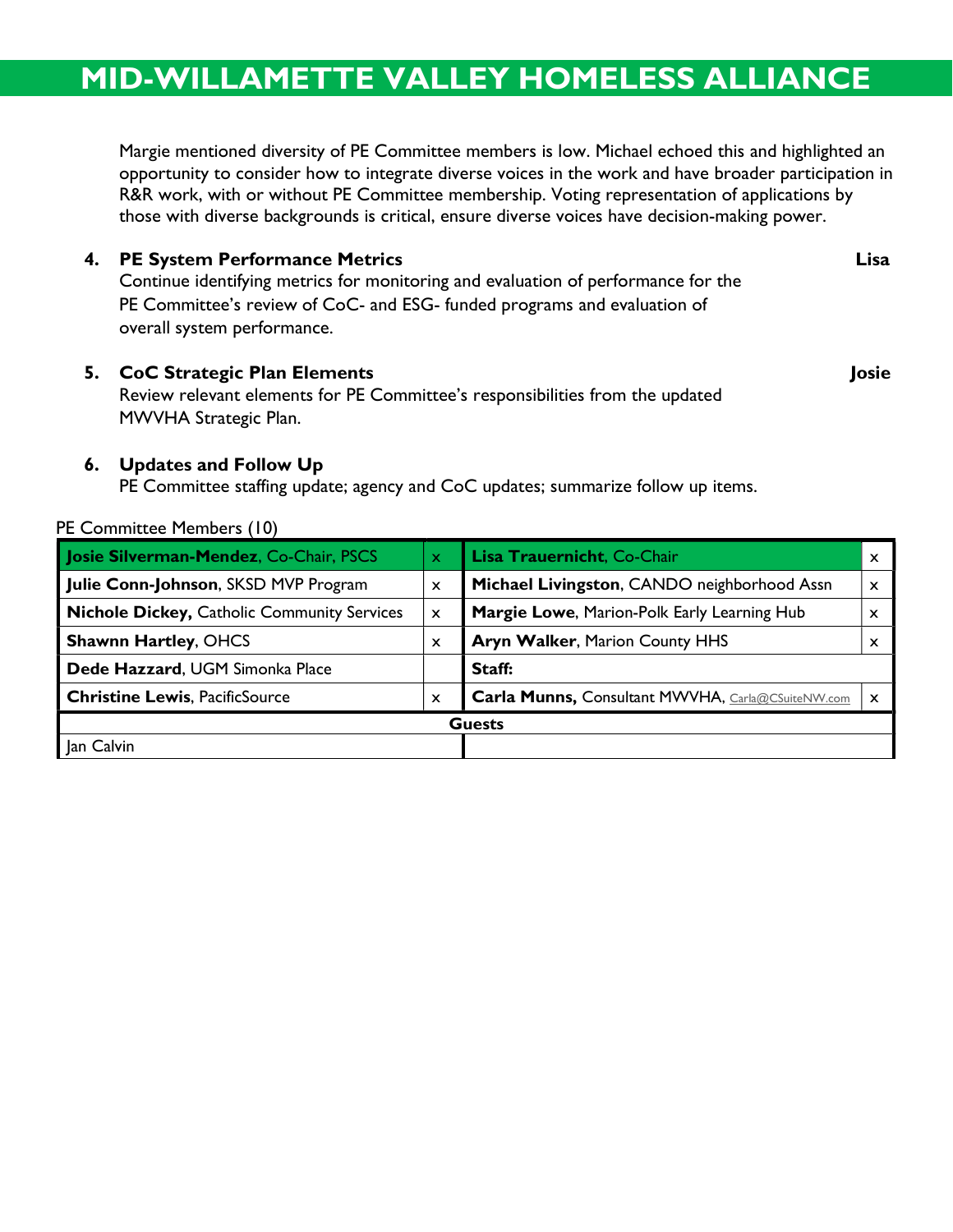Margie mentioned diversity of PE Committee members is low. Michael echoed this and highlighted an opportunity to consider how to integrate diverse voices in the work and have broader participation in R&R work, with or without PE Committee membership. Voting representation of applications by those with diverse backgrounds is critical, ensure diverse voices have decision-making power.

4. **PE System Performance Metrics** — **Lisa**
   Continue identifying metrics for monitoring and evaluation of performance for the PE Committee's review of CoC- and ESG- funded programs and evaluation of overall system performance.

5. **CoC Strategic Plan Elements** — **Josie**
   Review relevant elements for PE Committee's responsibilities from the updated MWVHA Strategic Plan.

6. **Updates and Follow Up**
   PE Committee staffing update; agency and CoC updates; summarize follow up items.

PE Committee Members (10)

| | | | |
|---|---|---|---|
| **Josie Silverman-Mendez**, Co-Chair, PSCS | x | **Lisa Trauernicht**, Co-Chair | x |
| **Julie Conn-Johnson**, SKSD MVP Program | x | **Michael Livingston**, CANDO neighborhood Assn | x |
| **Nichole Dickey,** Catholic Community Services | x | **Margie Lowe**, Marion-Polk Early Learning Hub | x |
| **Shawnn Hartley**, OHCS | x | **Aryn Walker**, Marion County HHS | x |
| **Dede Hazzard**, UGM Simonka Place | | **Staff:** | |
| **Christine Lewis**, PacificSource | x | **Carla Munns,** Consultant MWVHA, Carla@CSuiteNW.com | x |
| **Guests** | | | |
| Jan Calvin | | | |